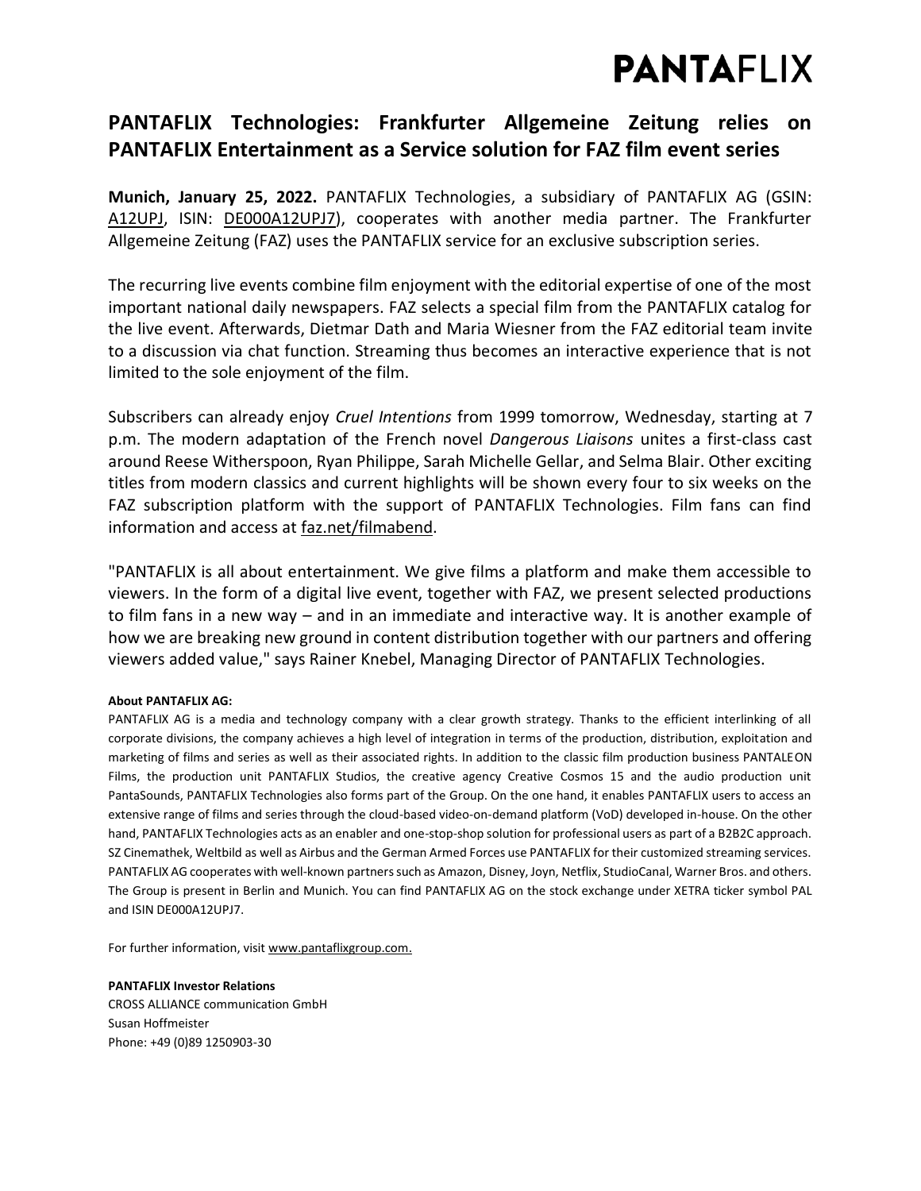PANTAFLIX

# PANTAFLIX Technologies: Frankfurter Allgemeine Zeitung relies on PANTAFLIX Entertainment as a Service solution for FAZ film event series

**Munich, January 25, 2022.** PANTAFLIX Technologies, a subsidiary of PANTAFLIX AG (GSIN: A12UPJ, ISIN: DE000A12UPJ7), cooperates with another media partner. The Frankfurter Allgemeine Zeitung (FAZ) uses the PANTAFLIX service for an exclusive subscription series.

The recurring live events combine film enjoyment with the editorial expertise of one of the most important national daily newspapers. FAZ selects a special film from the PANTAFLIX catalog for the live event. Afterwards, Dietmar Dath and Maria Wiesner from the FAZ editorial team invite to a discussion via chat function. Streaming thus becomes an interactive experience that is not limited to the sole enjoyment of the film.

Subscribers can already enjoy *Cruel Intentions* from 1999 tomorrow, Wednesday, starting at 7 p.m. The modern adaptation of the French novel *Dangerous Liaisons* unites a first-class cast around Reese Witherspoon, Ryan Philippe, Sarah Michelle Gellar, and Selma Blair. Other exciting titles from modern classics and current highlights will be shown every four to six weeks on the FAZ subscription platform with the support of PANTAFLIX Technologies. Film fans can find information and access at faz.net/filmabend.

"PANTAFLIX is all about entertainment. We give films a platform and make them accessible to viewers. In the form of a digital live event, together with FAZ, we present selected productions to film fans in a new way – and in an immediate and interactive way. It is another example of how we are breaking new ground in content distribution together with our partners and offering viewers added value," says Rainer Knebel, Managing Director of PANTAFLIX Technologies.

**About PANTAFLIX AG:**

PANTAFLIX AG is a media and technology company with a clear growth strategy. Thanks to the efficient interlinking of all corporate divisions, the company achieves a high level of integration in terms of the production, distribution, exploitation and marketing of films and series as well as their associated rights. In addition to the classic film production business PANTALEON Films, the production unit PANTAFLIX Studios, the creative agency Creative Cosmos 15 and the audio production unit PantaSounds, PANTAFLIX Technologies also forms part of the Group. On the one hand, it enables PANTAFLIX users to access an extensive range of films and series through the cloud-based video-on-demand platform (VoD) developed in-house. On the other hand, PANTAFLIX Technologies acts as an enabler and one-stop-shop solution for professional users as part of a B2B2C approach. SZ Cinemathek, Weltbild as well as Airbus and the German Armed Forces use PANTAFLIX for their customized streaming services. PANTAFLIX AG cooperates with well-known partners such as Amazon, Disney, Joyn, Netflix, StudioCanal, Warner Bros. and others. The Group is present in Berlin and Munich. You can find PANTAFLIX AG on the stock exchange under XETRA ticker symbol PAL and ISIN DE000A12UPJ7.

For further information, visit www.pantaflixgroup.com.

**PANTAFLIX Investor Relations**
CROSS ALLIANCE communication GmbH
Susan Hoffmeister
Phone: +49 (0)89 1250903-30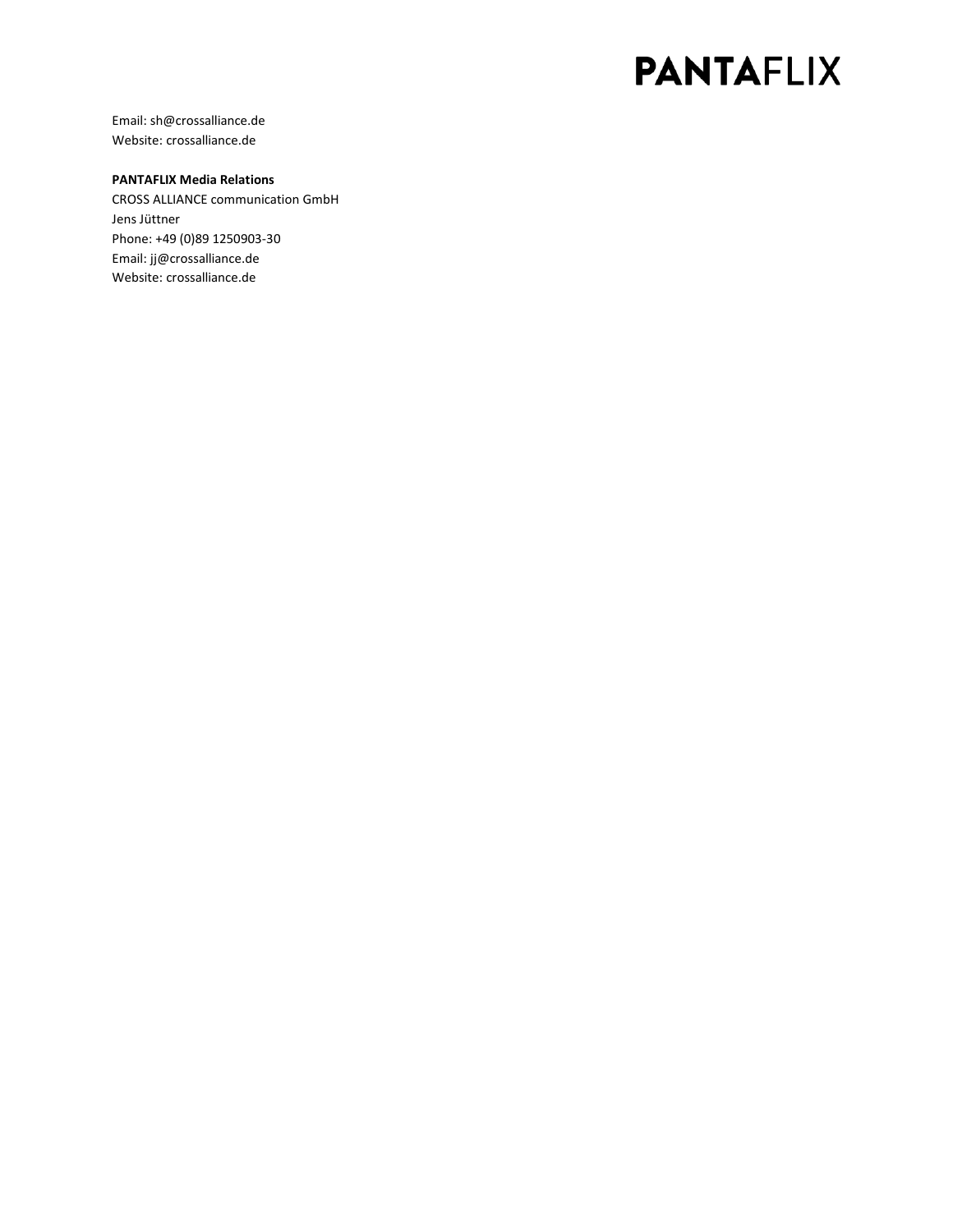Email: sh@crossalliance.de
Website: crossalliance.de

**PANTAFLIX Media Relations**
CROSS ALLIANCE communication GmbH
Jens Jüttner
Phone: +49 (0)89 1250903-30
Email: jj@crossalliance.de
Website: crossalliance.de